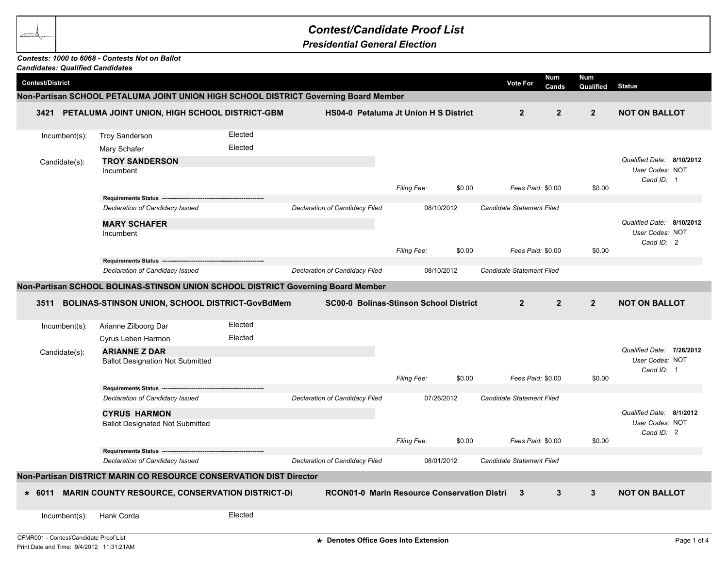# Contest/Candidate Proof List

## Presidential General Election

***Contests: 1000 to 6068 - Contests Not on Ballot***
***Candidates: Qualified Candidates***

| Contest/District | | Vote For | Num Cands | Num Qualified | Status |
|---|---|---|---|---|---|

### Non-Partisan SCHOOL PETALUMA JOINT UNION HIGH SCHOOL DISTRICT Governing Board Member

| | | Vote For | Num Cands | Num Qualified | Status |
|---|---|---|---|---|---|
| **3421 PETALUMA JOINT UNION, HIGH SCHOOL DISTRICT-GBM** | **HS04-0 Petaluma Jt Union H S District** | **2** | **2** | **2** | **NOT ON BALLOT** |

Incumbent(s):
- Troy Sanderson — Elected
- Mary Schafer — Elected

Candidate(s):

**TROY SANDERSON**
Incumbent
*Qualified Date:* **8/10/2012**
*User Codes:* NOT
*Cand ID:* 1
*Filing Fee:* $0.00 *Fees Paid:* $0.00 $0.00

**Requirements Status**
- *Declaration of Candidacy Issued*
- *Declaration of Candidacy Filed* 08/10/2012
- *Candidate Statement Filed*

**MARY SCHAFER**
Incumbent
*Qualified Date:* **8/10/2012**
*User Codes:* NOT
*Cand ID:* 2
*Filing Fee:* $0.00 *Fees Paid:* $0.00 $0.00

**Requirements Status**
- *Declaration of Candidacy Issued*
- *Declaration of Candidacy Filed* 08/10/2012
- *Candidate Statement Filed*

### Non-Partisan SCHOOL BOLINAS-STINSON UNION SCHOOL DISTRICT Governing Board Member

| | | Vote For | Num Cands | Num Qualified | Status |
|---|---|---|---|---|---|
| **3511 BOLINAS-STINSON UNION, SCHOOL DISTRICT-GovBdMem** | **SC00-0 Bolinas-Stinson School District** | **2** | **2** | **2** | **NOT ON BALLOT** |

Incumbent(s):
- Arianne Zilboorg Dar — Elected
- Cyrus Leben Harmon — Elected

Candidate(s):

**ARIANNE Z DAR**
Ballot Designation Not Submitted
*Qualified Date:* **7/26/2012**
*User Codes:* NOT
*Cand ID:* 1
*Filing Fee:* $0.00 *Fees Paid:* $0.00 $0.00

**Requirements Status**
- *Declaration of Candidacy Issued*
- *Declaration of Candidacy Filed* 07/26/2012
- *Candidate Statement Filed*

**CYRUS HARMON**
Ballot Designated Not Submitted
*Qualified Date:* **8/1/2012**
*User Codes:* NOT
*Cand ID:* 2
*Filing Fee:* $0.00 *Fees Paid:* $0.00 $0.00

**Requirements Status**
- *Declaration of Candidacy Issued*
- *Declaration of Candidacy Filed* 08/01/2012
- *Candidate Statement Filed*

### Non-Partisan DISTRICT MARIN CO RESOURCE CONSERVATION DIST Director

| | | Vote For | Num Cands | Num Qualified | Status |
|---|---|---|---|---|---|
| **\* 6011 MARIN COUNTY RESOURCE, CONSERVATION DISTRICT-Di** | **RCON01-0 Marin Resource Conservation Distri** | **3** | **3** | **3** | **NOT ON BALLOT** |

Incumbent(s):
- Hank Corda — Elected

CFMR001 - Contest/Candidate Proof List
Print Date and Time: 9/4/2012 11:31:21AM

**\* Denotes Office Goes Into Extension**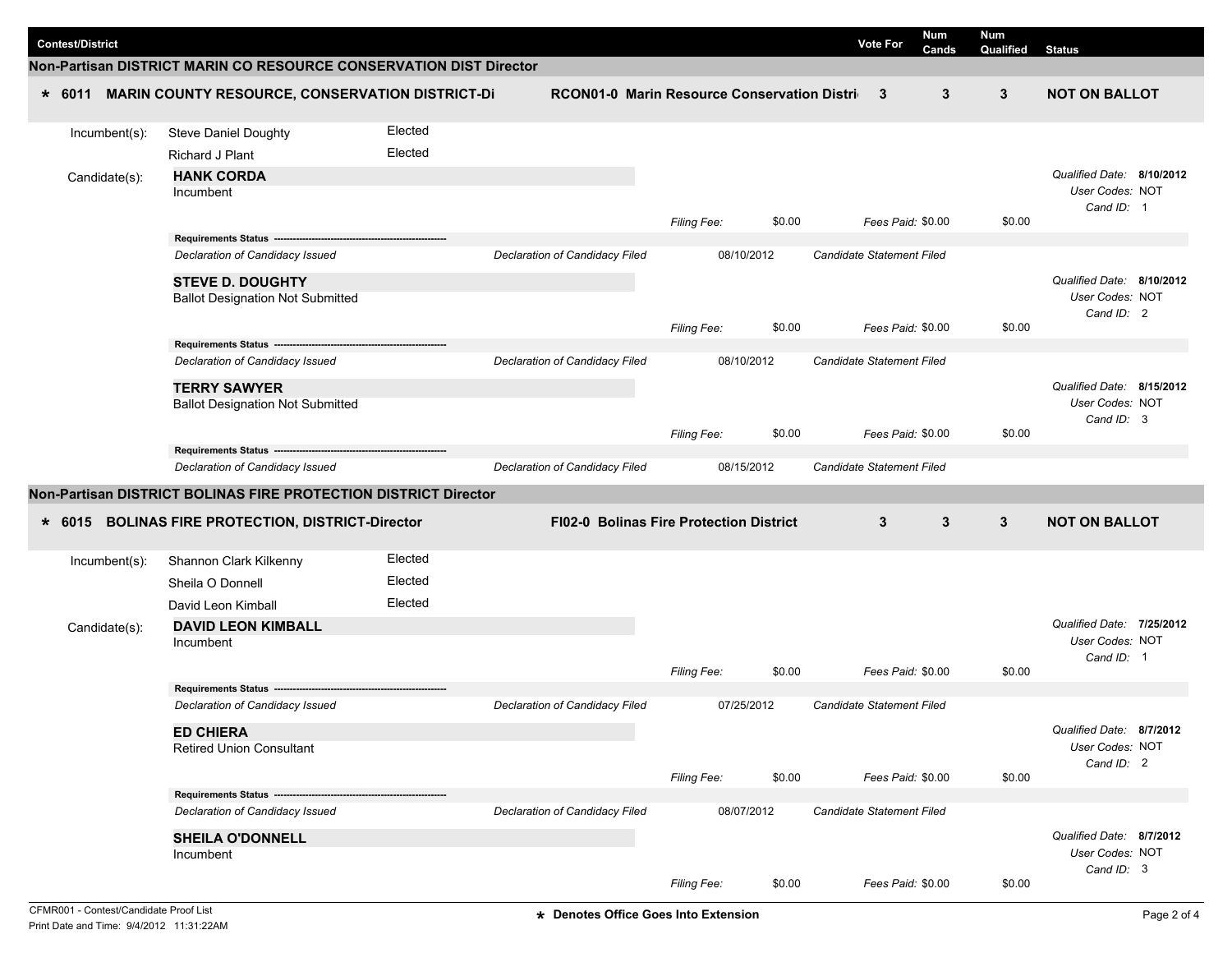| Contest/District | | | Vote For | Num Cands | Num Qualified | Status |
|---|---|---|---|---|---|---|

**Non-Partisan DISTRICT MARIN CO RESOURCE CONSERVATION DIST Director**

| | | | | | | |
|---|---|---|---|---|---|---|
| * 6011 | MARIN COUNTY RESOURCE, CONSERVATION DISTRICT-Di | RCON01-0 Marin Resource Conservation Distri | 3 | 3 | 3 | NOT ON BALLOT |

Incumbent(s):
- Steve Daniel Doughty — Elected
- Richard J Plant — Elected

Candidate(s):

**HANK CORDA**
Incumbent

*Filing Fee:* $0.00 *Fees Paid:* $0.00 $0.00

*Qualified Date:* **8/10/2012** *User Codes:* NOT *Cand ID:* 1

**Requirements Status**

*Declaration of Candidacy Issued* | *Declaration of Candidacy Filed* 08/10/2012 | *Candidate Statement Filed*

**STEVE D. DOUGHTY**
Ballot Designation Not Submitted

*Filing Fee:* $0.00 *Fees Paid:* $0.00 $0.00

*Qualified Date:* **8/10/2012** *User Codes:* NOT *Cand ID:* 2

**Requirements Status**

*Declaration of Candidacy Issued* | *Declaration of Candidacy Filed* 08/10/2012 | *Candidate Statement Filed*

**TERRY SAWYER**
Ballot Designation Not Submitted

*Filing Fee:* $0.00 *Fees Paid:* $0.00 $0.00

*Qualified Date:* **8/15/2012** *User Codes:* NOT *Cand ID:* 3

**Requirements Status**

*Declaration of Candidacy Issued* | *Declaration of Candidacy Filed* 08/15/2012 | *Candidate Statement Filed*

**Non-Partisan DISTRICT BOLINAS FIRE PROTECTION DISTRICT Director**

| | | | | | | |
|---|---|---|---|---|---|---|
| * 6015 | BOLINAS FIRE PROTECTION, DISTRICT-Director | FI02-0 Bolinas Fire Protection District | 3 | 3 | 3 | NOT ON BALLOT |

Incumbent(s):
- Shannon Clark Kilkenny — Elected
- Sheila O Donnell — Elected
- David Leon Kimball — Elected

Candidate(s):

**DAVID LEON KIMBALL**
Incumbent

*Filing Fee:* $0.00 *Fees Paid:* $0.00 $0.00

*Qualified Date:* **7/25/2012** *User Codes:* NOT *Cand ID:* 1

**Requirements Status**

*Declaration of Candidacy Issued* | *Declaration of Candidacy Filed* 07/25/2012 | *Candidate Statement Filed*

**ED CHIERA**
Retired Union Consultant

*Filing Fee:* $0.00 *Fees Paid:* $0.00 $0.00

*Qualified Date:* **8/7/2012** *User Codes:* NOT *Cand ID:* 2

**Requirements Status**

*Declaration of Candidacy Issued* | *Declaration of Candidacy Filed* 08/07/2012 | *Candidate Statement Filed*

**SHEILA O'DONNELL**
Incumbent

*Filing Fee:* $0.00 *Fees Paid:* $0.00 $0.00

*Qualified Date:* **8/7/2012** *User Codes:* NOT *Cand ID:* 3

CFMR001 - Contest/Candidate Proof List
Print Date and Time: 9/4/2012 11:31:22AM

**\* Denotes Office Goes Into Extension**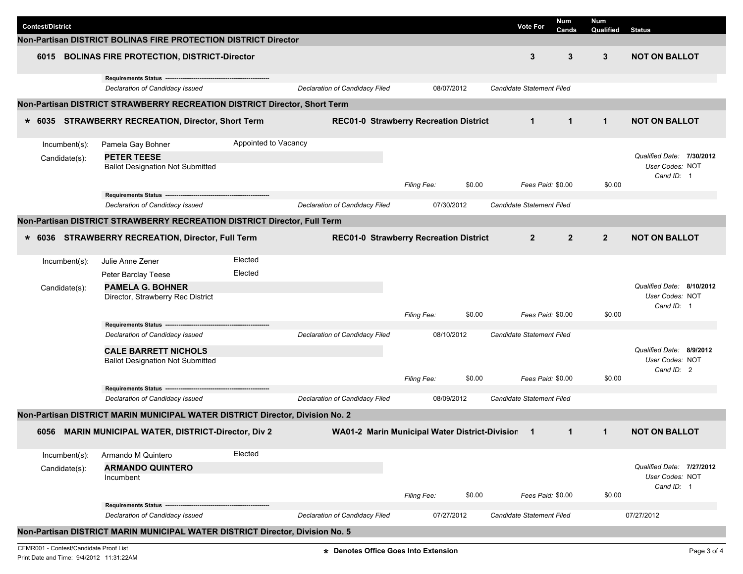| Contest/District | | | Vote For | Num Cands | Num Qualified | Status |
|---|---|---|---|---|---|---|

**Non-Partisan DISTRICT BOLINAS FIRE PROTECTION DISTRICT Director**

| | | | Vote For | Num Cands | Num Qualified | Status |
|---|---|---|---|---|---|---|
| 6015 | BOLINAS FIRE PROTECTION, DISTRICT-Director | | 3 | 3 | 3 | NOT ON BALLOT |

**Requirements Status**

*Declaration of Candidacy Issued* | *Declaration of Candidacy Filed* 08/07/2012 | *Candidate Statement Filed*

**Non-Partisan DISTRICT STRAWBERRY RECREATION DISTRICT Director, Short Term**

| | | | Vote For | Num Cands | Num Qualified | Status |
|---|---|---|---|---|---|---|
| * 6035 | STRAWBERRY RECREATION, Director, Short Term | REC01-0 Strawberry Recreation District | 1 | 1 | 1 | NOT ON BALLOT |

Incumbent(s): Pamela Gay Bohner — Appointed to Vacancy

Candidate(s):

**PETER TEESE**
Ballot Designation Not Submitted
*Qualified Date:* 7/30/2012 | *User Codes:* NOT | *Cand ID:* 1
*Filing Fee:* $0.00 | *Fees Paid:* $0.00 | $0.00

**Requirements Status**

*Declaration of Candidacy Issued* | *Declaration of Candidacy Filed* 07/30/2012 | *Candidate Statement Filed*

**Non-Partisan DISTRICT STRAWBERRY RECREATION DISTRICT Director, Full Term**

| | | | Vote For | Num Cands | Num Qualified | Status |
|---|---|---|---|---|---|---|
| * 6036 | STRAWBERRY RECREATION, Director, Full Term | REC01-0 Strawberry Recreation District | 2 | 2 | 2 | NOT ON BALLOT |

Incumbent(s): Julie Anne Zener — Elected; Peter Barclay Teese — Elected

Candidate(s):

**PAMELA G. BOHNER**
Director, Strawberry Rec District
*Qualified Date:* 8/10/2012 | *User Codes:* NOT | *Cand ID:* 1
*Filing Fee:* $0.00 | *Fees Paid:* $0.00 | $0.00

**Requirements Status**

*Declaration of Candidacy Issued* | *Declaration of Candidacy Filed* 08/10/2012 | *Candidate Statement Filed*

**CALE BARRETT NICHOLS**
Ballot Designation Not Submitted
*Qualified Date:* 8/9/2012 | *User Codes:* NOT | *Cand ID:* 2
*Filing Fee:* $0.00 | *Fees Paid:* $0.00 | $0.00

**Requirements Status**

*Declaration of Candidacy Issued* | *Declaration of Candidacy Filed* 08/09/2012 | *Candidate Statement Filed*

**Non-Partisan DISTRICT MARIN MUNICIPAL WATER DISTRICT Director, Division No. 2**

| | | | Vote For | Num Cands | Num Qualified | Status |
|---|---|---|---|---|---|---|
| 6056 | MARIN MUNICIPAL WATER, DISTRICT-Director, Div 2 | WA01-2 Marin Municipal Water District-Division | 1 | 1 | 1 | NOT ON BALLOT |

Incumbent(s): Armando M Quintero — Elected

Candidate(s):

**ARMANDO QUINTERO**
Incumbent
*Qualified Date:* 7/27/2012 | *User Codes:* NOT | *Cand ID:* 1
*Filing Fee:* $0.00 | *Fees Paid:* $0.00 | $0.00

**Requirements Status**

*Declaration of Candidacy Issued* | *Declaration of Candidacy Filed* 07/27/2012 | *Candidate Statement Filed* 07/27/2012

**Non-Partisan DISTRICT MARIN MUNICIPAL WATER DISTRICT Director, Division No. 5**

CFMR001 - Contest/Candidate Proof List
Print Date and Time: 9/4/2012 11:31:22AM

* Denotes Office Goes Into Extension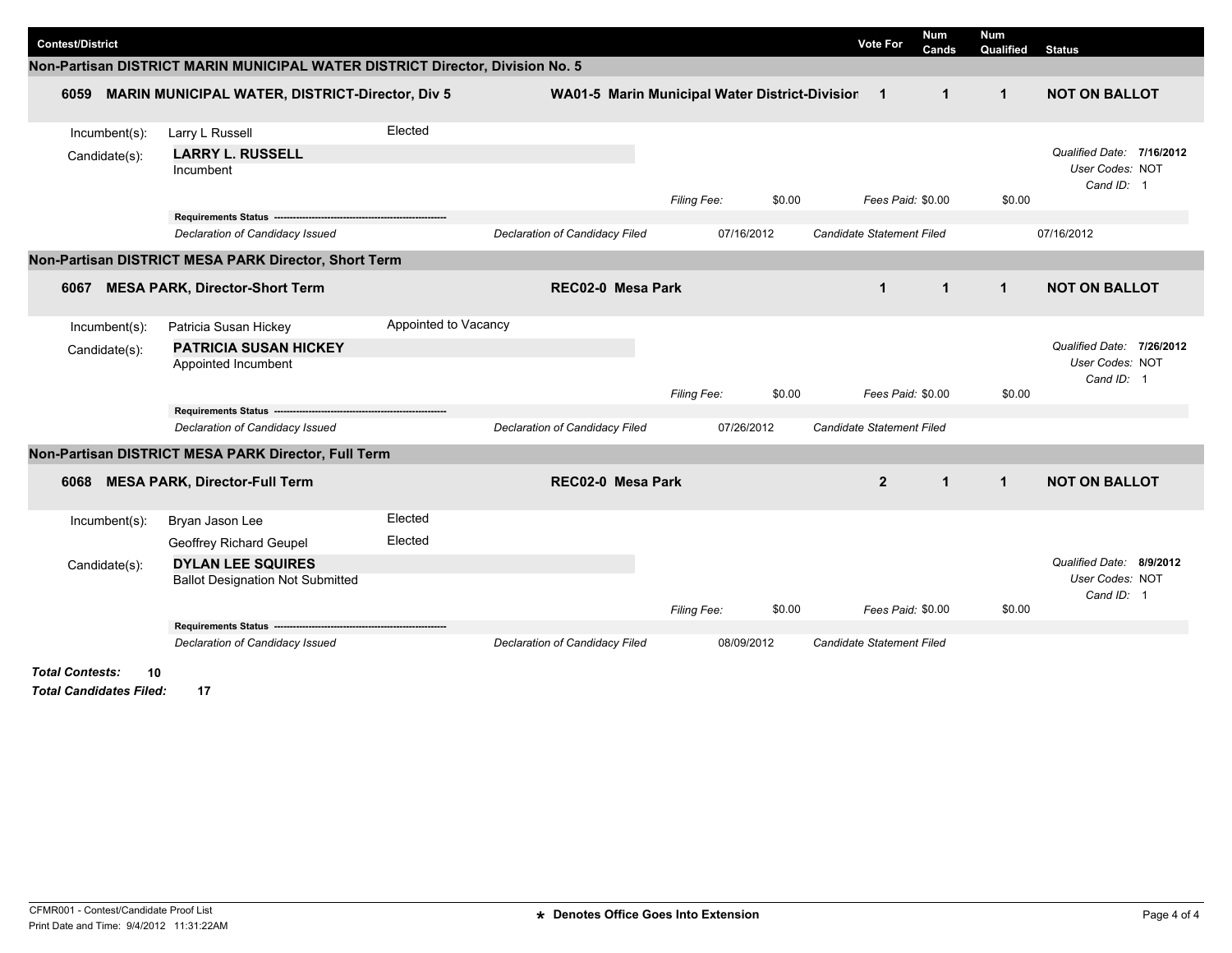| Contest/District | | Vote For | Num Cands | Num Qualified | Status |
|---|---|---|---|---|---|

## Non-Partisan DISTRICT MARIN MUNICIPAL WATER DISTRICT Director, Division No. 5

| | | | | | |
|---|---|---|---|---|---|
| **6059 MARIN MUNICIPAL WATER, DISTRICT-Director, Div 5** | **WA01-5 Marin Municipal Water District-Division** | **1** | **1** | **1** | **NOT ON BALLOT** |

Incumbent(s): Larry L Russell — Elected

Candidate(s): **LARRY L. RUSSELL**
Incumbent

*Filing Fee:* $0.00 *Fees Paid:* $0.00 $0.00

*Qualified Date:* **7/16/2012**
*User Codes:* NOT
*Cand ID:* 1

**Requirements Status**

| | | | | |
|---|---|---|---|---|
| *Declaration of Candidacy Issued* | *Declaration of Candidacy Filed* | 07/16/2012 | *Candidate Statement Filed* | 07/16/2012 |

## Non-Partisan DISTRICT MESA PARK Director, Short Term

| | | | | | |
|---|---|---|---|---|---|
| **6067 MESA PARK, Director-Short Term** | **REC02-0 Mesa Park** | **1** | **1** | **1** | **NOT ON BALLOT** |

Incumbent(s): Patricia Susan Hickey — Appointed to Vacancy

Candidate(s): **PATRICIA SUSAN HICKEY**
Appointed Incumbent

*Filing Fee:* $0.00 *Fees Paid:* $0.00 $0.00

*Qualified Date:* **7/26/2012**
*User Codes:* NOT
*Cand ID:* 1

**Requirements Status**

| | | | | |
|---|---|---|---|---|
| *Declaration of Candidacy Issued* | *Declaration of Candidacy Filed* | 07/26/2012 | *Candidate Statement Filed* | |

## Non-Partisan DISTRICT MESA PARK Director, Full Term

| | | | | | |
|---|---|---|---|---|---|
| **6068 MESA PARK, Director-Full Term** | **REC02-0 Mesa Park** | **2** | **1** | **1** | **NOT ON BALLOT** |

Incumbent(s): Bryan Jason Lee — Elected
Geoffrey Richard Geupel — Elected

Candidate(s): **DYLAN LEE SQUIRES**
Ballot Designation Not Submitted

*Filing Fee:* $0.00 *Fees Paid:* $0.00 $0.00

*Qualified Date:* **8/9/2012**
*User Codes:* NOT
*Cand ID:* 1

**Requirements Status**

| | | | | |
|---|---|---|---|---|
| *Declaration of Candidacy Issued* | *Declaration of Candidacy Filed* | 08/09/2012 | *Candidate Statement Filed* | |

***Total Contests:*** **10**
***Total Candidates Filed:*** **17**

CFMR001 - Contest/Candidate Proof List
Print Date and Time: 9/4/2012 11:31:22AM

**\* Denotes Office Goes Into Extension**